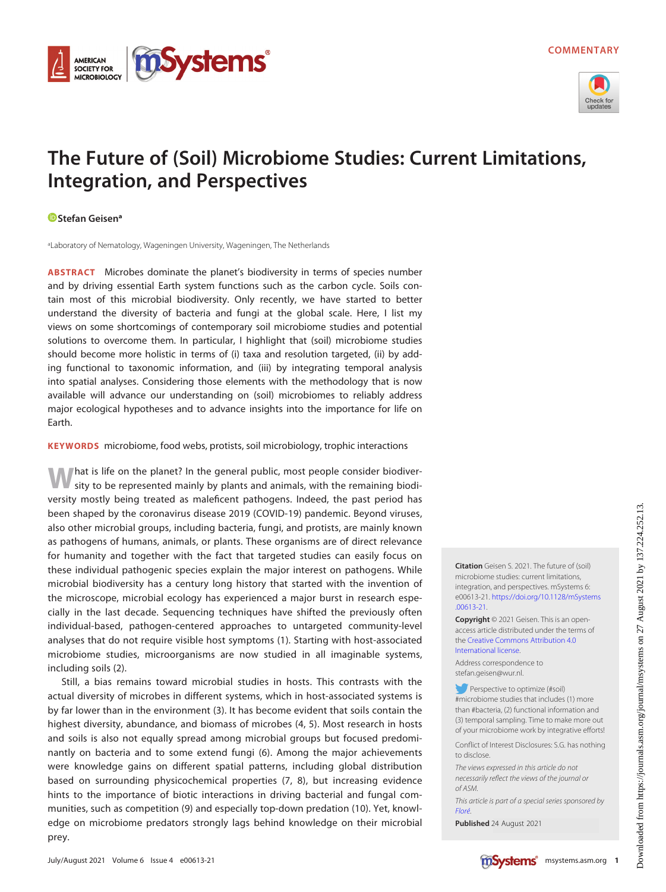COMMENTARY

# The Future of (Soil) Microbiome Studies: Current Limitations, Integration, and Perspectives

Stefan Geisen[a]

[a]Laboratory of Nematology, Wageningen University, Wageningen, The Netherlands

**ABSTRACT** Microbes dominate the planet's biodiversity in terms of species number and by driving essential Earth system functions such as the carbon cycle. Soils contain most of this microbial biodiversity. Only recently, we have started to better understand the diversity of bacteria and fungi at the global scale. Here, I list my views on some shortcomings of contemporary soil microbiome studies and potential solutions to overcome them. In particular, I highlight that (soil) microbiome studies should become more holistic in terms of (i) taxa and resolution targeted, (ii) by adding functional to taxonomic information, and (iii) by integrating temporal analysis into spatial analyses. Considering those elements with the methodology that is now available will advance our understanding on (soil) microbiomes to reliably address major ecological hypotheses and to advance insights into the importance for life on Earth.

**KEYWORDS** microbiome, food webs, protists, soil microbiology, trophic interactions

What is life on the planet? In the general public, most people consider biodiversity to be represented mainly by plants and animals, with the remaining biodiversity mostly being treated as maleficent pathogens. Indeed, the past period has been shaped by the coronavirus disease 2019 (COVID-19) pandemic. Beyond viruses, also other microbial groups, including bacteria, fungi, and protists, are mainly known as pathogens of humans, animals, or plants. These organisms are of direct relevance for humanity and together with the fact that targeted studies can easily focus on these individual pathogenic species explain the major interest on pathogens. While microbial biodiversity has a century long history that started with the invention of the microscope, microbial ecology has experienced a major burst in research especially in the last decade. Sequencing techniques have shifted the previously often individual-based, pathogen-centered approaches to untargeted community-level analyses that do not require visible host symptoms (1). Starting with host-associated microbiome studies, microorganisms are now studied in all imaginable systems, including soils (2).

Still, a bias remains toward microbial studies in hosts. This contrasts with the actual diversity of microbes in different systems, which in host-associated systems is by far lower than in the environment (3). It has become evident that soils contain the highest diversity, abundance, and biomass of microbes (4, 5). Most research in hosts and soils is also not equally spread among microbial groups but focused predominantly on bacteria and to some extend fungi (6). Among the major achievements were knowledge gains on different spatial patterns, including global distribution based on surrounding physicochemical properties (7, 8), but increasing evidence hints to the importance of biotic interactions in driving bacterial and fungal communities, such as competition (9) and especially top-down predation (10). Yet, knowledge on microbiome predators strongly lags behind knowledge on their microbial prey.

**Citation** Geisen S. 2021. The future of (soil) microbiome studies: current limitations, integration, and perspectives. mSystems 6: e00613-21. https://doi.org/10.1128/mSystems.00613-21.

**Copyright** © 2021 Geisen. This is an open-access article distributed under the terms of the Creative Commons Attribution 4.0 International license.

Address correspondence to stefan.geisen@wur.nl.

Perspective to optimize (#soil) #microbiome studies that includes (1) more than #bacteria, (2) functional information and (3) temporal sampling. Time to make more out of your microbiome work by integrative efforts!

Conflict of Interest Disclosures: S.G. has nothing to disclose.

*The views expressed in this article do not necessarily reflect the views of the journal or of ASM.*

*This article is part of a special series sponsored by Floré.*

**Published** 24 August 2021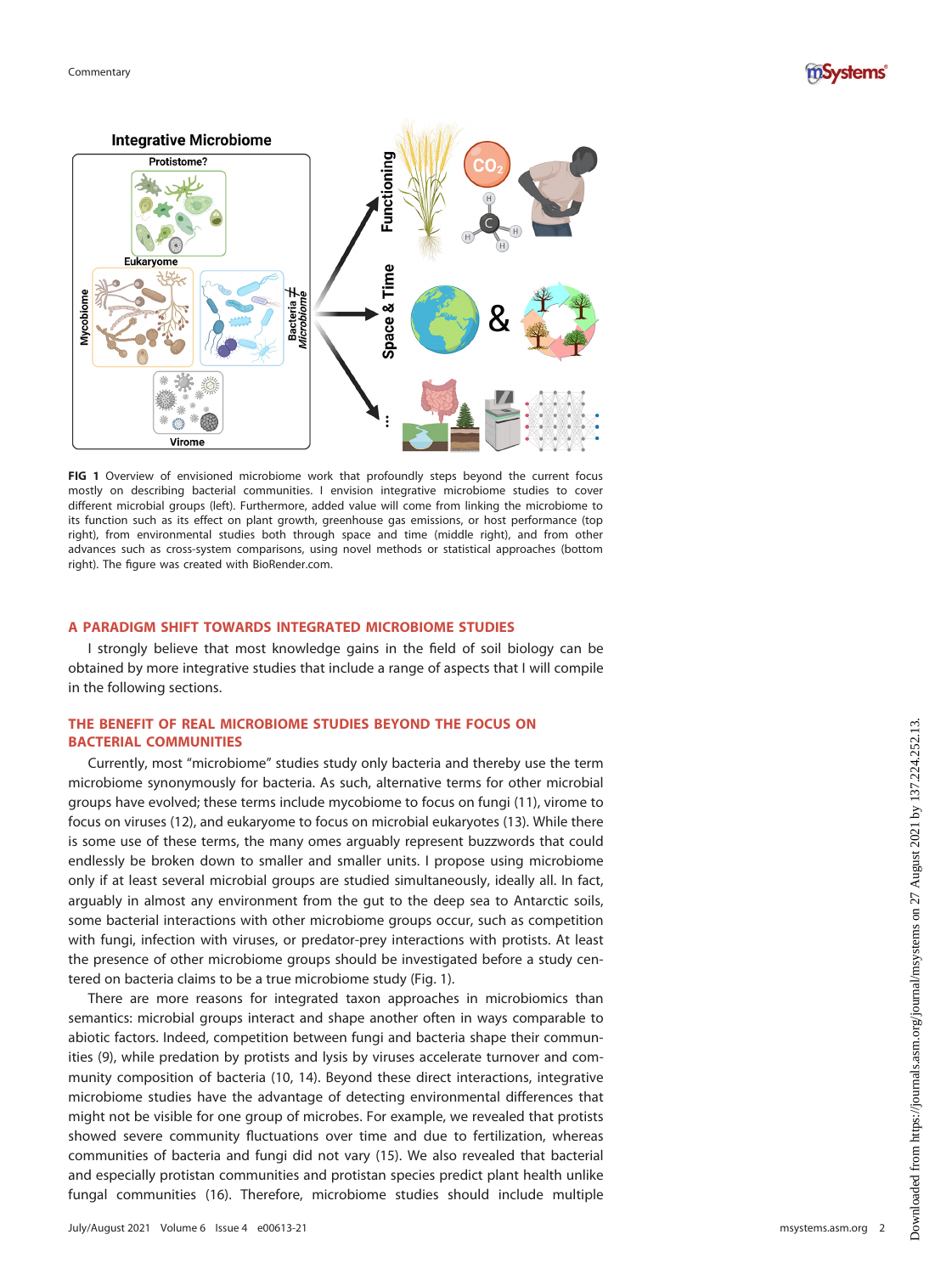FIG 1 Overview of envisioned microbiome work that profoundly steps beyond the current focus mostly on describing bacterial communities. I envision integrative microbiome studies to cover different microbial groups (left). Furthermore, added value will come from linking the microbiome to its function such as its effect on plant growth, greenhouse gas emissions, or host performance (top right), from environmental studies both through space and time (middle right), and from other advances such as cross-system comparisons, using novel methods or statistical approaches (bottom right). The figure was created with BioRender.com.

## A PARADIGM SHIFT TOWARDS INTEGRATED MICROBIOME STUDIES

I strongly believe that most knowledge gains in the field of soil biology can be obtained by more integrative studies that include a range of aspects that I will compile in the following sections.

## THE BENEFIT OF REAL MICROBIOME STUDIES BEYOND THE FOCUS ON BACTERIAL COMMUNITIES

Currently, most "microbiome" studies study only bacteria and thereby use the term microbiome synonymously for bacteria. As such, alternative terms for other microbial groups have evolved; these terms include mycobiome to focus on fungi (11), virome to focus on viruses (12), and eukaryome to focus on microbial eukaryotes (13). While there is some use of these terms, the many omes arguably represent buzzwords that could endlessly be broken down to smaller and smaller units. I propose using microbiome only if at least several microbial groups are studied simultaneously, ideally all. In fact, arguably in almost any environment from the gut to the deep sea to Antarctic soils, some bacterial interactions with other microbiome groups occur, such as competition with fungi, infection with viruses, or predator-prey interactions with protists. At least the presence of other microbiome groups should be investigated before a study centered on bacteria claims to be a true microbiome study (Fig. 1).

There are more reasons for integrated taxon approaches in microbiomics than semantics: microbial groups interact and shape another often in ways comparable to abiotic factors. Indeed, competition between fungi and bacteria shape their communities (9), while predation by protists and lysis by viruses accelerate turnover and community composition of bacteria (10, 14). Beyond these direct interactions, integrative microbiome studies have the advantage of detecting environmental differences that might not be visible for one group of microbes. For example, we revealed that protists showed severe community fluctuations over time and due to fertilization, whereas communities of bacteria and fungi did not vary (15). We also revealed that bacterial and especially protistan communities and protistan species predict plant health unlike fungal communities (16). Therefore, microbiome studies should include multiple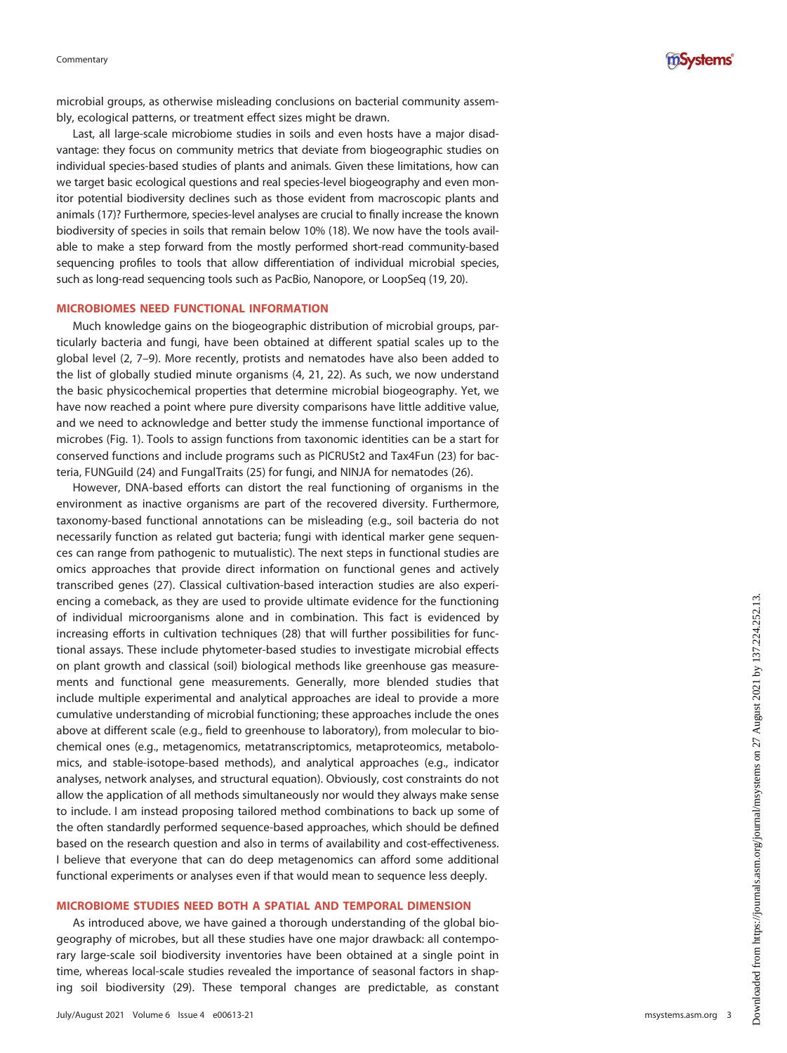microbial groups, as otherwise misleading conclusions on bacterial community assembly, ecological patterns, or treatment effect sizes might be drawn.

Last, all large-scale microbiome studies in soils and even hosts have a major disadvantage: they focus on community metrics that deviate from biogeographic studies on individual species-based studies of plants and animals. Given these limitations, how can we target basic ecological questions and real species-level biogeography and even monitor potential biodiversity declines such as those evident from macroscopic plants and animals (17)? Furthermore, species-level analyses are crucial to finally increase the known biodiversity of species in soils that remain below 10% (18). We now have the tools available to make a step forward from the mostly performed short-read community-based sequencing profiles to tools that allow differentiation of individual microbial species, such as long-read sequencing tools such as PacBio, Nanopore, or LoopSeq (19, 20).

## MICROBIOMES NEED FUNCTIONAL INFORMATION

Much knowledge gains on the biogeographic distribution of microbial groups, particularly bacteria and fungi, have been obtained at different spatial scales up to the global level (2, 7–9). More recently, protists and nematodes have also been added to the list of globally studied minute organisms (4, 21, 22). As such, we now understand the basic physicochemical properties that determine microbial biogeography. Yet, we have now reached a point where pure diversity comparisons have little additive value, and we need to acknowledge and better study the immense functional importance of microbes (Fig. 1). Tools to assign functions from taxonomic identities can be a start for conserved functions and include programs such as PICRUSt2 and Tax4Fun (23) for bacteria, FUNGuild (24) and FungalTraits (25) for fungi, and NINJA for nematodes (26).

However, DNA-based efforts can distort the real functioning of organisms in the environment as inactive organisms are part of the recovered diversity. Furthermore, taxonomy-based functional annotations can be misleading (e.g., soil bacteria do not necessarily function as related gut bacteria; fungi with identical marker gene sequences can range from pathogenic to mutualistic). The next steps in functional studies are omics approaches that provide direct information on functional genes and actively transcribed genes (27). Classical cultivation-based interaction studies are also experiencing a comeback, as they are used to provide ultimate evidence for the functioning of individual microorganisms alone and in combination. This fact is evidenced by increasing efforts in cultivation techniques (28) that will further possibilities for functional assays. These include phytometer-based studies to investigate microbial effects on plant growth and classical (soil) biological methods like greenhouse gas measurements and functional gene measurements. Generally, more blended studies that include multiple experimental and analytical approaches are ideal to provide a more cumulative understanding of microbial functioning; these approaches include the ones above at different scale (e.g., field to greenhouse to laboratory), from molecular to biochemical ones (e.g., metagenomics, metatranscriptomics, metaproteomics, metabolomics, and stable-isotope-based methods), and analytical approaches (e.g., indicator analyses, network analyses, and structural equation). Obviously, cost constraints do not allow the application of all methods simultaneously nor would they always make sense to include. I am instead proposing tailored method combinations to back up some of the often standardly performed sequence-based approaches, which should be defined based on the research question and also in terms of availability and cost-effectiveness. I believe that everyone that can do deep metagenomics can afford some additional functional experiments or analyses even if that would mean to sequence less deeply.

## MICROBIOME STUDIES NEED BOTH A SPATIAL AND TEMPORAL DIMENSION

As introduced above, we have gained a thorough understanding of the global biogeography of microbes, but all these studies have one major drawback: all contemporary large-scale soil biodiversity inventories have been obtained at a single point in time, whereas local-scale studies revealed the importance of seasonal factors in shaping soil biodiversity (29). These temporal changes are predictable, as constant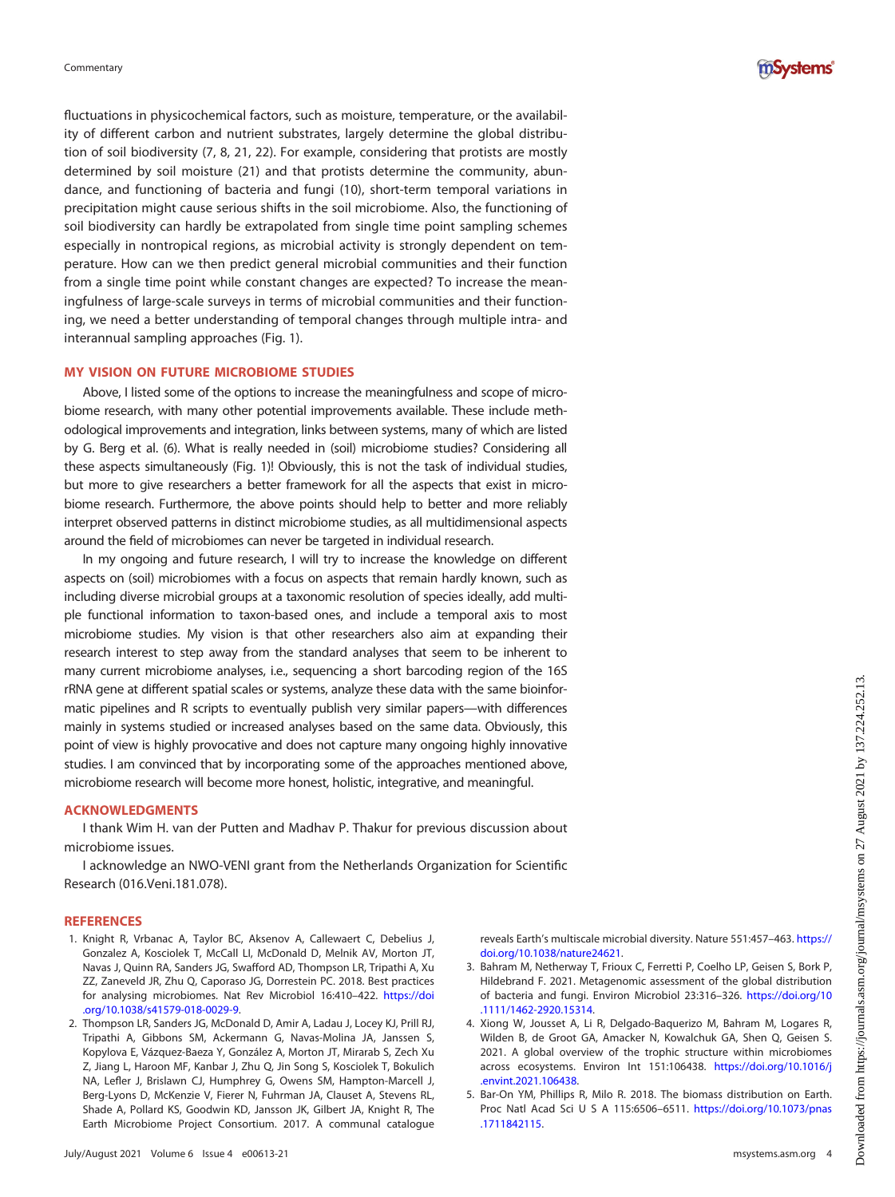fluctuations in physicochemical factors, such as moisture, temperature, or the availability of different carbon and nutrient substrates, largely determine the global distribution of soil biodiversity (7, 8, 21, 22). For example, considering that protists are mostly determined by soil moisture (21) and that protists determine the community, abundance, and functioning of bacteria and fungi (10), short-term temporal variations in precipitation might cause serious shifts in the soil microbiome. Also, the functioning of soil biodiversity can hardly be extrapolated from single time point sampling schemes especially in nontropical regions, as microbial activity is strongly dependent on temperature. How can we then predict general microbial communities and their function from a single time point while constant changes are expected? To increase the meaningfulness of large-scale surveys in terms of microbial communities and their functioning, we need a better understanding of temporal changes through multiple intra- and interannual sampling approaches (Fig. 1).

## MY VISION ON FUTURE MICROBIOME STUDIES

Above, I listed some of the options to increase the meaningfulness and scope of microbiome research, with many other potential improvements available. These include methodological improvements and integration, links between systems, many of which are listed by G. Berg et al. (6). What is really needed in (soil) microbiome studies? Considering all these aspects simultaneously (Fig. 1)! Obviously, this is not the task of individual studies, but more to give researchers a better framework for all the aspects that exist in microbiome research. Furthermore, the above points should help to better and more reliably interpret observed patterns in distinct microbiome studies, as all multidimensional aspects around the field of microbiomes can never be targeted in individual research.

In my ongoing and future research, I will try to increase the knowledge on different aspects on (soil) microbiomes with a focus on aspects that remain hardly known, such as including diverse microbial groups at a taxonomic resolution of species ideally, add multiple functional information to taxon-based ones, and include a temporal axis to most microbiome studies. My vision is that other researchers also aim at expanding their research interest to step away from the standard analyses that seem to be inherent to many current microbiome analyses, i.e., sequencing a short barcoding region of the 16S rRNA gene at different spatial scales or systems, analyze these data with the same bioinformatic pipelines and R scripts to eventually publish very similar papers—with differences mainly in systems studied or increased analyses based on the same data. Obviously, this point of view is highly provocative and does not capture many ongoing highly innovative studies. I am convinced that by incorporating some of the approaches mentioned above, microbiome research will become more honest, holistic, integrative, and meaningful.

## ACKNOWLEDGMENTS

I thank Wim H. van der Putten and Madhav P. Thakur for previous discussion about microbiome issues.

I acknowledge an NWO-VENI grant from the Netherlands Organization for Scientific Research (016.Veni.181.078).

## REFERENCES

1. Knight R, Vrbanac A, Taylor BC, Aksenov A, Callewaert C, Debelius J, Gonzalez A, Kosciolek T, McCall LI, McDonald D, Melnik AV, Morton JT, Navas J, Quinn RA, Sanders JG, Swafford AD, Thompson LR, Tripathi A, Xu ZZ, Zaneveld JR, Zhu Q, Caporaso JG, Dorrestein PC. 2018. Best practices for analysing microbiomes. Nat Rev Microbiol 16:410–422. https://doi.org/10.1038/s41579-018-0029-9.
2. Thompson LR, Sanders JG, McDonald D, Amir A, Ladau J, Locey KJ, Prill RJ, Tripathi A, Gibbons SM, Ackermann G, Navas-Molina JA, Janssen S, Kopylova E, Vázquez-Baeza Y, González A, Morton JT, Mirarab S, Zech Xu Z, Jiang L, Haroon MF, Kanbar J, Zhu Q, Jin Song S, Kosciolek T, Bokulich NA, Lefler J, Brislawn CJ, Humphrey G, Owens SM, Hampton-Marcell J, Berg-Lyons D, McKenzie V, Fierer N, Fuhrman JA, Clauset A, Stevens RL, Shade A, Pollard KS, Goodwin KD, Jansson JK, Gilbert JA, Knight R, The Earth Microbiome Project Consortium. 2017. A communal catalogue reveals Earth's multiscale microbial diversity. Nature 551:457–463. https://doi.org/10.1038/nature24621.
3. Bahram M, Netherway T, Frioux C, Ferretti P, Coelho LP, Geisen S, Bork P, Hildebrand F. 2021. Metagenomic assessment of the global distribution of bacteria and fungi. Environ Microbiol 23:316–326. https://doi.org/10.1111/1462-2920.15314.
4. Xiong W, Jousset A, Li R, Delgado-Baquerizo M, Bahram M, Logares R, Wilden B, de Groot GA, Amacker N, Kowalchuk GA, Shen Q, Geisen S. 2021. A global overview of the trophic structure within microbiomes across ecosystems. Environ Int 151:106438. https://doi.org/10.1016/j.envint.2021.106438.
5. Bar-On YM, Phillips R, Milo R. 2018. The biomass distribution on Earth. Proc Natl Acad Sci U S A 115:6506–6511. https://doi.org/10.1073/pnas.1711842115.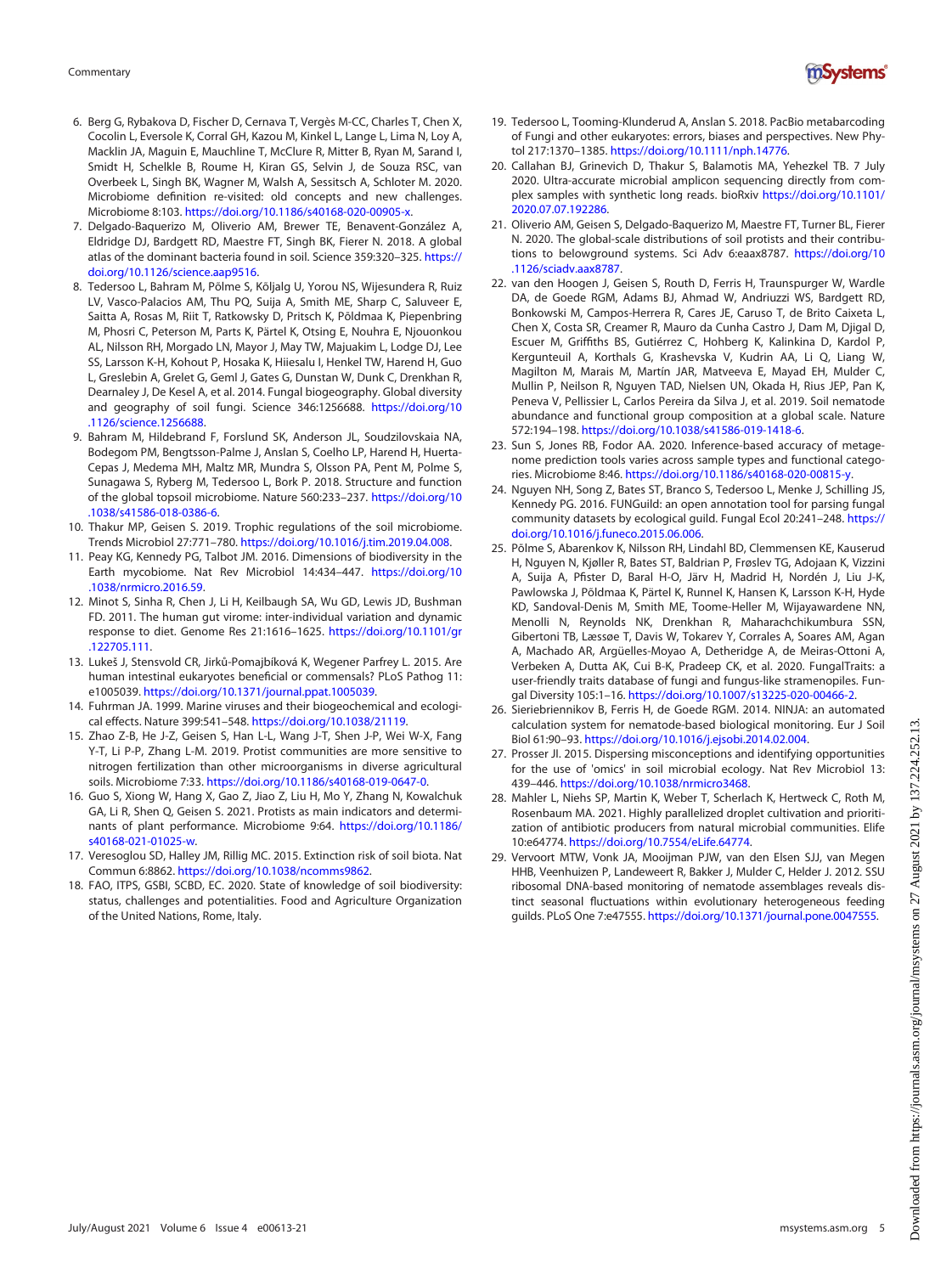6. Berg G, Rybakova D, Fischer D, Cernava T, Vergès M-CC, Charles T, Chen X, Cocolin L, Eversole K, Corral GH, Kazou M, Kinkel L, Lange L, Lima N, Loy A, Macklin JA, Maguin E, Mauchline T, McClure R, Mitter B, Ryan M, Sarand I, Smidt H, Schelkle B, Roume H, Kiran GS, Selvin J, de Souza RSC, van Overbeek L, Singh BK, Wagner M, Walsh A, Sessitsch A, Schloter M. 2020. Microbiome definition re-visited: old concepts and new challenges. Microbiome 8:103. https://doi.org/10.1186/s40168-020-00905-x.
7. Delgado-Baquerizo M, Oliverio AM, Brewer TE, Benavent-González A, Eldridge DJ, Bardgett RD, Maestre FT, Singh BK, Fierer N. 2018. A global atlas of the dominant bacteria found in soil. Science 359:320–325. https://doi.org/10.1126/science.aap9516.
8. Tedersoo L, Bahram M, Põlme S, Kõljalg U, Yorou NS, Wijesundera R, Ruiz LV, Vasco-Palacios AM, Thu PQ, Suija A, Smith ME, Sharp C, Saluveer E, Saitta A, Rosas M, Riit T, Ratkowsky D, Pritsch K, Põldmaa K, Piepenbring M, Phosri C, Peterson M, Parts K, Pärtel K, Otsing E, Nouhra E, Njouonkou AL, Nilsson RH, Morgado LN, Mayor J, May TW, Majuakim L, Lodge DJ, Lee SS, Larsson K-H, Kohout P, Hosaka K, Hiiesalu I, Henkel TW, Harend H, Guo L, Greslebin A, Grelet G, Geml J, Gates G, Dunstan W, Dunk C, Drenkhan R, Dearnaley J, De Kesel A, et al. 2014. Fungal biogeography. Global diversity and geography of soil fungi. Science 346:1256688. https://doi.org/10.1126/science.1256688.
9. Bahram M, Hildebrand F, Forslund SK, Anderson JL, Soudzilovskaia NA, Bodegom PM, Bengtsson-Palme J, Anslan S, Coelho LP, Harend H, Huerta-Cepas J, Medema MH, Maltz MR, Mundra S, Olsson PA, Pent M, Polme S, Sunagawa S, Ryberg M, Tedersoo L, Bork P. 2018. Structure and function of the global topsoil microbiome. Nature 560:233–237. https://doi.org/10.1038/s41586-018-0386-6.
10. Thakur MP, Geisen S. 2019. Trophic regulations of the soil microbiome. Trends Microbiol 27:771–780. https://doi.org/10.1016/j.tim.2019.04.008.
11. Peay KG, Kennedy PG, Talbot JM. 2016. Dimensions of biodiversity in the Earth mycobiome. Nat Rev Microbiol 14:434–447. https://doi.org/10.1038/nrmicro.2016.59.
12. Minot S, Sinha R, Chen J, Li H, Keilbaugh SA, Wu GD, Lewis JD, Bushman FD. 2011. The human gut virome: inter-individual variation and dynamic response to diet. Genome Res 21:1616–1625. https://doi.org/10.1101/gr.122705.111.
13. Lukeš J, Stensvold CR, Jirků-Pomajbíková K, Wegener Parfrey L. 2015. Are human intestinal eukaryotes beneficial or commensals? PLoS Pathog 11:e1005039. https://doi.org/10.1371/journal.ppat.1005039.
14. Fuhrman JA. 1999. Marine viruses and their biogeochemical and ecological effects. Nature 399:541–548. https://doi.org/10.1038/21119.
15. Zhao Z-B, He J-Z, Geisen S, Han L-L, Wang J-T, Shen J-P, Wei W-X, Fang Y-T, Li P-P, Zhang L-M. 2019. Protist communities are more sensitive to nitrogen fertilization than other microorganisms in diverse agricultural soils. Microbiome 7:33. https://doi.org/10.1186/s40168-019-0647-0.
16. Guo S, Xiong W, Hang X, Gao Z, Jiao Z, Liu H, Mo Y, Zhang N, Kowalchuk GA, Li R, Shen Q, Geisen S. 2021. Protists as main indicators and determinants of plant performance. Microbiome 9:64. https://doi.org/10.1186/s40168-021-01025-w.
17. Veresoglou SD, Halley JM, Rillig MC. 2015. Extinction risk of soil biota. Nat Commun 6:8862. https://doi.org/10.1038/ncomms9862.
18. FAO, ITPS, GSBI, SCBD, EC. 2020. State of knowledge of soil biodiversity: status, challenges and potentialities. Food and Agriculture Organization of the United Nations, Rome, Italy.
19. Tedersoo L, Tooming-Klunderud A, Anslan S. 2018. PacBio metabarcoding of Fungi and other eukaryotes: errors, biases and perspectives. New Phytol 217:1370–1385. https://doi.org/10.1111/nph.14776.
20. Callahan BJ, Grinevich D, Thakur S, Balamotis MA, Yehezkel TB. 7 July 2020. Ultra-accurate microbial amplicon sequencing directly from complex samples with synthetic long reads. bioRxiv https://doi.org/10.1101/2020.07.07.192286.
21. Oliverio AM, Geisen S, Delgado-Baquerizo M, Maestre FT, Turner BL, Fierer N. 2020. The global-scale distributions of soil protists and their contributions to belowground systems. Sci Adv 6:eaax8787. https://doi.org/10.1126/sciadv.aax8787.
22. van den Hoogen J, Geisen S, Routh D, Ferris H, Traunspurger W, Wardle DA, de Goede RGM, Adams BJ, Ahmad W, Andriuzzi WS, Bardgett RD, Bonkowski M, Campos-Herrera R, Cares JE, Caruso T, de Brito Caixeta L, Chen X, Costa SR, Creamer R, Mauro da Cunha Castro J, Dam M, Djigal D, Escuer M, Griffiths BS, Gutiérrez C, Hohberg K, Kalinkina D, Kardol P, Kergunteuil A, Korthals G, Krashevska V, Kudrin AA, Li Q, Liang W, Magilton M, Marais M, Martín JAR, Matveeva E, Mayad EH, Mulder C, Mullin P, Neilson R, Nguyen TAD, Nielsen UN, Okada H, Rius JEP, Pan K, Peneva V, Pellissier L, Carlos Pereira da Silva J, et al. 2019. Soil nematode abundance and functional group composition at a global scale. Nature 572:194–198. https://doi.org/10.1038/s41586-019-1418-6.
23. Sun S, Jones RB, Fodor AA. 2020. Inference-based accuracy of metagenome prediction tools varies across sample types and functional categories. Microbiome 8:46. https://doi.org/10.1186/s40168-020-00815-y.
24. Nguyen NH, Song Z, Bates ST, Branco S, Tedersoo L, Menke J, Schilling JS, Kennedy PG. 2016. FUNGuild: an open annotation tool for parsing fungal community datasets by ecological guild. Fungal Ecol 20:241–248. https://doi.org/10.1016/j.funeco.2015.06.006.
25. Põlme S, Abarenkov K, Nilsson RH, Lindahl BD, Clemmensen KE, Kauserud H, Nguyen N, Kjøller R, Bates ST, Baldrian P, Frøslev TG, Adojaan K, Vizzini A, Suija A, Pfister D, Baral H-O, Järv H, Madrid H, Nordén J, Liu J-K, Pawlowska J, Põldmaa K, Pärtel K, Runnel K, Hansen K, Larsson K-H, Hyde KD, Sandoval-Denis M, Smith ME, Toome-Heller M, Wijayawardene NN, Menolli N, Reynolds NK, Drenkhan R, Maharachchikumbura SSN, Gibertoni TB, Læssøe T, Davis W, Tokarev Y, Corrales A, Soares AM, Agan A, Machado AR, Argüelles-Moyao A, Detheridge A, de Meiras-Ottoni A, Verbeken A, Dutta AK, Cui B-K, Pradeep CK, et al. 2020. FungalTraits: a user-friendly traits database of fungi and fungus-like stramenopiles. Fungal Diversity 105:1–16. https://doi.org/10.1007/s13225-020-00466-2.
26. Sieriebriennikov B, Ferris H, de Goede RGM. 2014. NINJA: an automated calculation system for nematode-based biological monitoring. Eur J Soil Biol 61:90–93. https://doi.org/10.1016/j.ejsobi.2014.02.004.
27. Prosser JI. 2015. Dispersing misconceptions and identifying opportunities for the use of 'omics' in soil microbial ecology. Nat Rev Microbiol 13:439–446. https://doi.org/10.1038/nrmicro3468.
28. Mahler L, Niehs SP, Martin K, Weber T, Scherlach K, Hertweck C, Roth M, Rosenbaum MA. 2021. Highly parallelized droplet cultivation and prioritization of antibiotic producers from natural microbial communities. Elife 10:e64774. https://doi.org/10.7554/eLife.64774.
29. Vervoort MTW, Vonk JA, Mooijman PJW, van den Elsen SJJ, van Megen HHB, Veenhuizen P, Landeweert R, Bakker J, Mulder C, Helder J. 2012. SSU ribosomal DNA-based monitoring of nematode assemblages reveals distinct seasonal fluctuations within evolutionary heterogeneous feeding guilds. PLoS One 7:e47555. https://doi.org/10.1371/journal.pone.0047555.